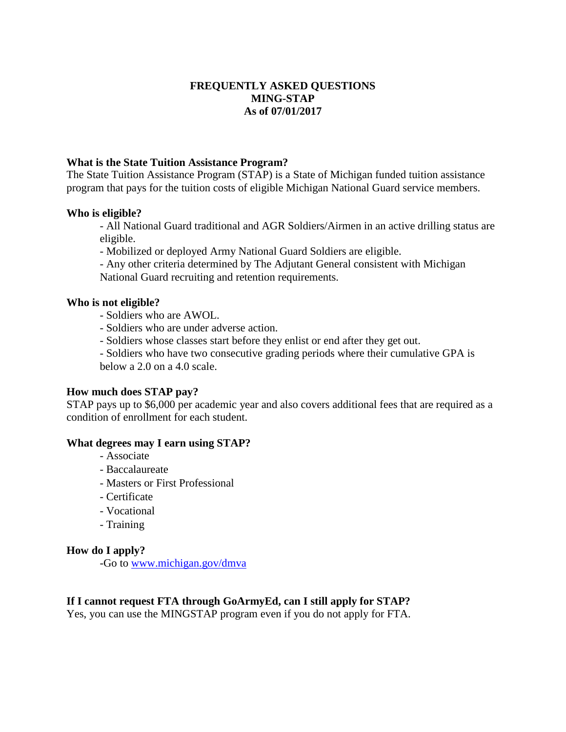# FREQUENTLY ASKED QUESTIONS
# MING-STAP
# As of 07/01/2017

**What is the State Tuition Assistance Program?**

The State Tuition Assistance Program (STAP) is a State of Michigan funded tuition assistance program that pays for the tuition costs of eligible Michigan National Guard service members.

**Who is eligible?**

- All National Guard traditional and AGR Soldiers/Airmen in an active drilling status are eligible.
- Mobilized or deployed Army National Guard Soldiers are eligible.
- Any other criteria determined by The Adjutant General consistent with Michigan National Guard recruiting and retention requirements.

**Who is not eligible?**

- Soldiers who are AWOL.
- Soldiers who are under adverse action.
- Soldiers whose classes start before they enlist or end after they get out.
- Soldiers who have two consecutive grading periods where their cumulative GPA is below a 2.0 on a 4.0 scale.

**How much does STAP pay?**

STAP pays up to $6,000 per academic year and also covers additional fees that are required as a condition of enrollment for each student.

**What degrees may I earn using STAP?**

- Associate
- Baccalaureate
- Masters or First Professional
- Certificate
- Vocational
- Training

**How do I apply?**

-Go to [www.michigan.gov/dmva](http://www.michigan.gov/dmva)

**If I cannot request FTA through GoArmyEd, can I still apply for STAP?**

Yes, you can use the MINGSTAP program even if you do not apply for FTA.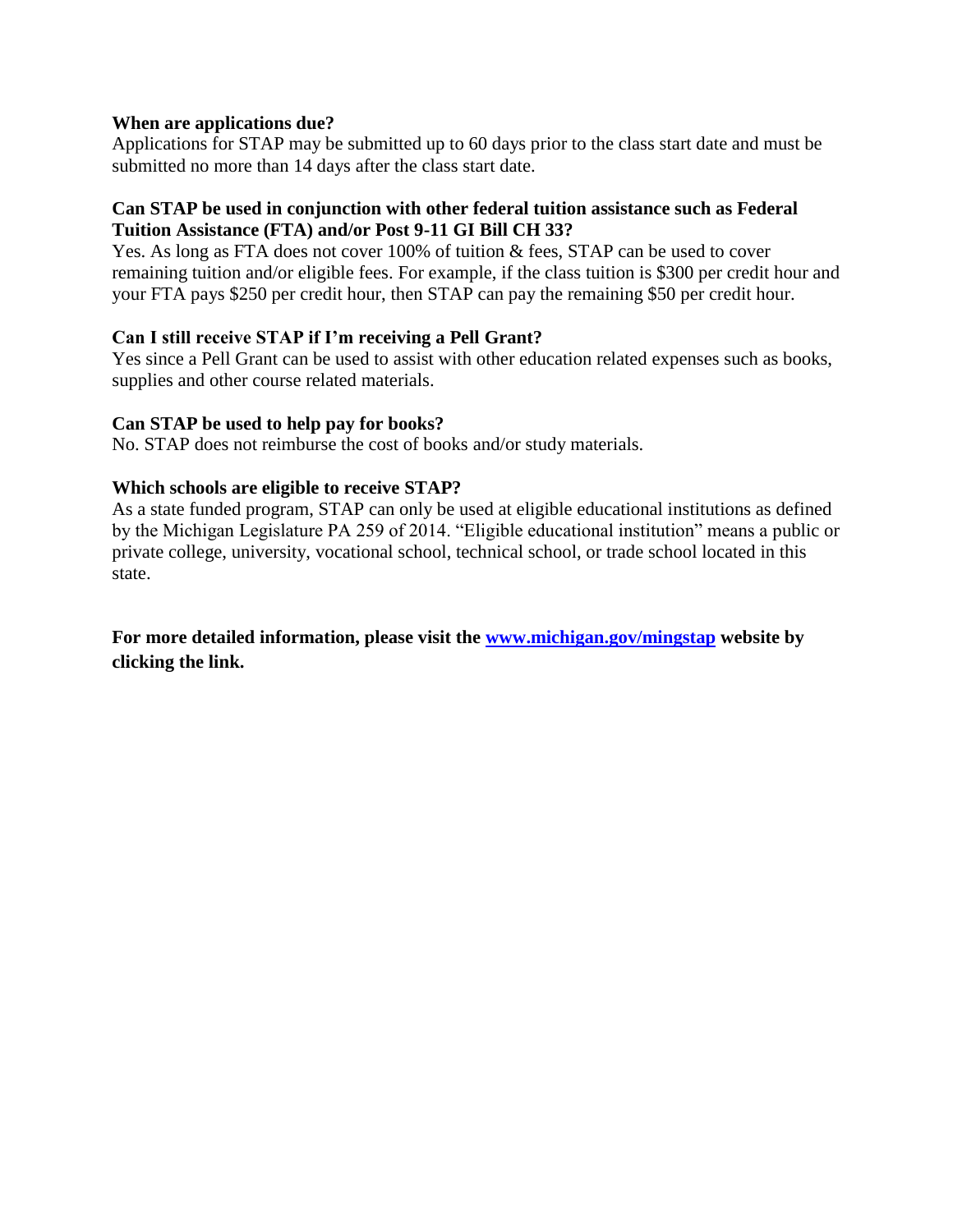**When are applications due?**

Applications for STAP may be submitted up to 60 days prior to the class start date and must be submitted no more than 14 days after the class start date.

**Can STAP be used in conjunction with other federal tuition assistance such as Federal Tuition Assistance (FTA) and/or Post 9-11 GI Bill CH 33?**

Yes. As long as FTA does not cover 100% of tuition & fees, STAP can be used to cover remaining tuition and/or eligible fees. For example, if the class tuition is $300 per credit hour and your FTA pays $250 per credit hour, then STAP can pay the remaining $50 per credit hour.

**Can I still receive STAP if I'm receiving a Pell Grant?**

Yes since a Pell Grant can be used to assist with other education related expenses such as books, supplies and other course related materials.

**Can STAP be used to help pay for books?**

No. STAP does not reimburse the cost of books and/or study materials.

**Which schools are eligible to receive STAP?**

As a state funded program, STAP can only be used at eligible educational institutions as defined by the Michigan Legislature PA 259 of 2014. "Eligible educational institution" means a public or private college, university, vocational school, technical school, or trade school located in this state.

**For more detailed information, please visit the [www.michigan.gov/mingstap](http://www.michigan.gov/mingstap) website by clicking the link.**